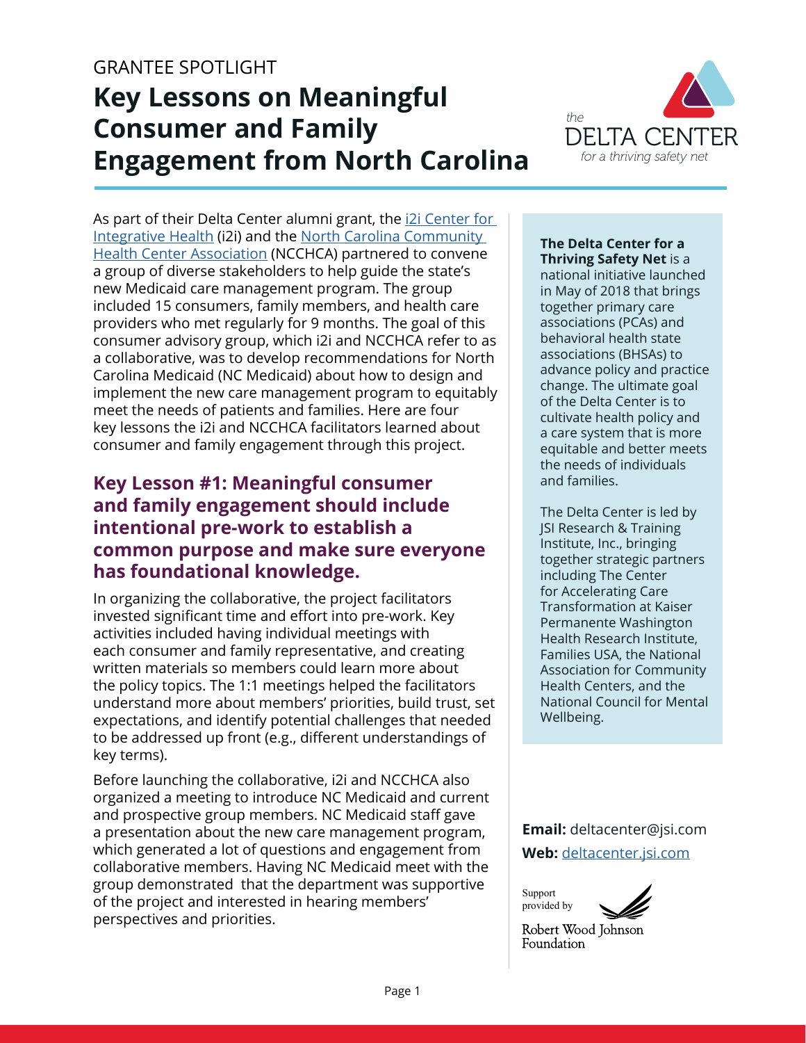GRANTEE SPOTLIGHT

# Key Lessons on Meaningful Consumer and Family Engagement from North Carolina

As part of their Delta Center alumni grant, the [i2i Center for Integrative Health](#) (i2i) and the [North Carolina Community Health Center Association](#) (NCCHCA) partnered to convene a group of diverse stakeholders to help guide the state's new Medicaid care management program. The group included 15 consumers, family members, and health care providers who met regularly for 9 months. The goal of this consumer advisory group, which i2i and NCCHCA refer to as a collaborative, was to develop recommendations for North Carolina Medicaid (NC Medicaid) about how to design and implement the new care management program to equitably meet the needs of patients and families. Here are four key lessons the i2i and NCCHCA facilitators learned about consumer and family engagement through this project.

## Key Lesson #1: Meaningful consumer and family engagement should include intentional pre-work to establish a common purpose and make sure everyone has foundational knowledge.

In organizing the collaborative, the project facilitators invested significant time and effort into pre-work. Key activities included having individual meetings with each consumer and family representative, and creating written materials so members could learn more about the policy topics. The 1:1 meetings helped the facilitators understand more about members' priorities, build trust, set expectations, and identify potential challenges that needed to be addressed up front (e.g., different understandings of key terms).

Before launching the collaborative, i2i and NCCHCA also organized a meeting to introduce NC Medicaid and current and prospective group members. NC Medicaid staff gave a presentation about the new care management program, which generated a lot of questions and engagement from collaborative members. Having NC Medicaid meet with the group demonstrated that the department was supportive of the project and interested in hearing members' perspectives and priorities.

**The Delta Center for a Thriving Safety Net** is a national initiative launched in May of 2018 that brings together primary care associations (PCAs) and behavioral health state associations (BHSAs) to advance policy and practice change. The ultimate goal of the Delta Center is to cultivate health policy and a care system that is more equitable and better meets the needs of individuals and families.

The Delta Center is led by JSI Research & Training Institute, Inc., bringing together strategic partners including The Center for Accelerating Care Transformation at Kaiser Permanente Washington Health Research Institute, Families USA, the National Association for Community Health Centers, and the National Council for Mental Wellbeing.

**Email:** deltacenter@jsi.com

**Web:** [deltacenter.jsi.com](#)

Support provided by Robert Wood Johnson Foundation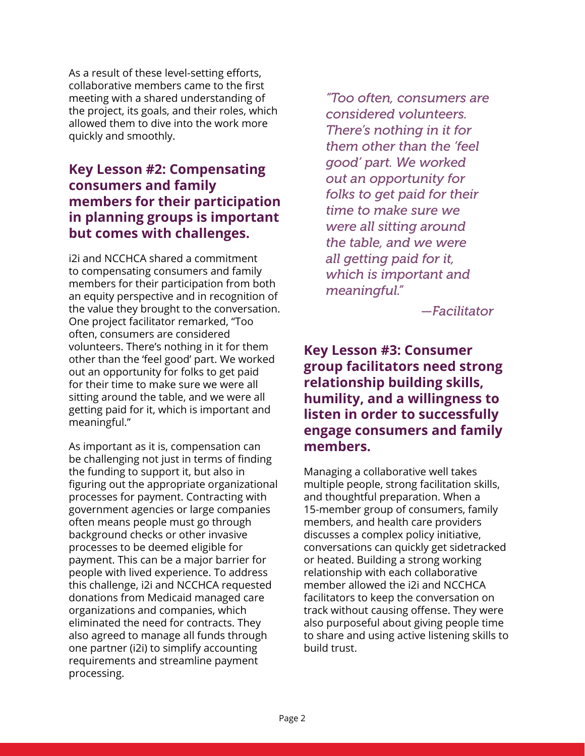As a result of these level-setting efforts, collaborative members came to the first meeting with a shared understanding of the project, its goals, and their roles, which allowed them to dive into the work more quickly and smoothly.

## Key Lesson #2: Compensating consumers and family members for their participation in planning groups is important but comes with challenges.

i2i and NCCHCA shared a commitment to compensating consumers and family members for their participation from both an equity perspective and in recognition of the value they brought to the conversation. One project facilitator remarked, "Too often, consumers are considered volunteers. There's nothing in it for them other than the 'feel good' part. We worked out an opportunity for folks to get paid for their time to make sure we were all sitting around the table, and we were all getting paid for it, which is important and meaningful."

As important as it is, compensation can be challenging not just in terms of finding the funding to support it, but also in figuring out the appropriate organizational processes for payment. Contracting with government agencies or large companies often means people must go through background checks or other invasive processes to be deemed eligible for payment. This can be a major barrier for people with lived experience. To address this challenge, i2i and NCCHCA requested donations from Medicaid managed care organizations and companies, which eliminated the need for contracts. They also agreed to manage all funds through one partner (i2i) to simplify accounting requirements and streamline payment processing.

> *"Too often, consumers are considered volunteers. There's nothing in it for them other than the 'feel good' part. We worked out an opportunity for folks to get paid for their time to make sure we were all sitting around the table, and we were all getting paid for it, which is important and meaningful."*
>
> *—Facilitator*

## Key Lesson #3: Consumer group facilitators need strong relationship building skills, humility, and a willingness to listen in order to successfully engage consumers and family members.

Managing a collaborative well takes multiple people, strong facilitation skills, and thoughtful preparation. When a 15-member group of consumers, family members, and health care providers discusses a complex policy initiative, conversations can quickly get sidetracked or heated. Building a strong working relationship with each collaborative member allowed the i2i and NCCHCA facilitators to keep the conversation on track without causing offense. They were also purposeful about giving people time to share and using active listening skills to build trust.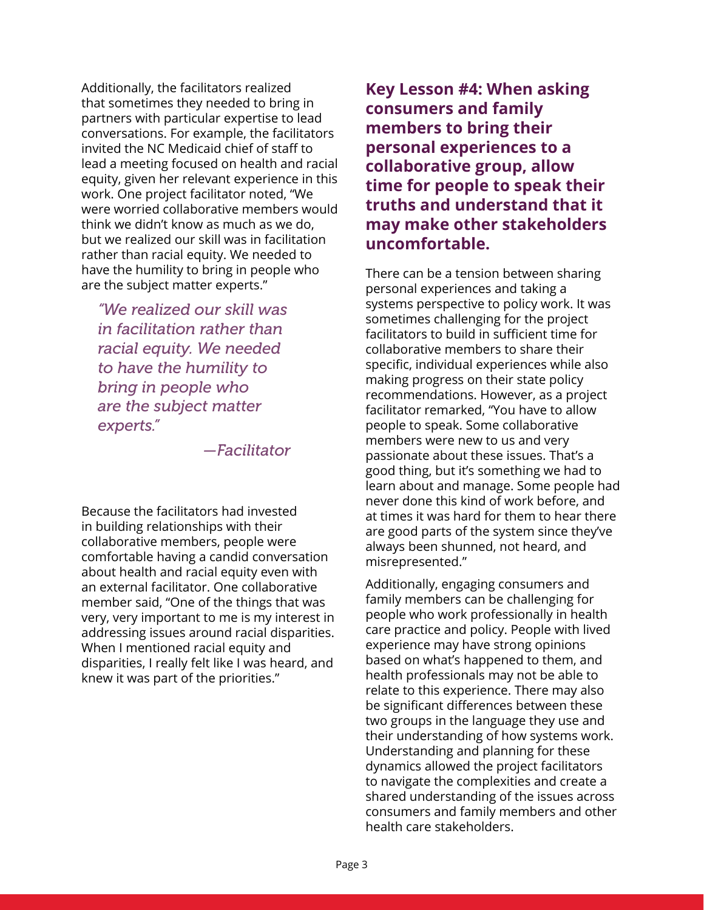Additionally, the facilitators realized that sometimes they needed to bring in partners with particular expertise to lead conversations. For example, the facilitators invited the NC Medicaid chief of staff to lead a meeting focused on health and racial equity, given her relevant experience in this work. One project facilitator noted, "We were worried collaborative members would think we didn't know as much as we do, but we realized our skill was in facilitation rather than racial equity. We needed to have the humility to bring in people who are the subject matter experts."

> *"We realized our skill was in facilitation rather than racial equity. We needed to have the humility to bring in people who are the subject matter experts."*
>
> *—Facilitator*

Because the facilitators had invested in building relationships with their collaborative members, people were comfortable having a candid conversation about health and racial equity even with an external facilitator. One collaborative member said, "One of the things that was very, very important to me is my interest in addressing issues around racial disparities. When I mentioned racial equity and disparities, I really felt like I was heard, and knew it was part of the priorities."

## Key Lesson #4: When asking consumers and family members to bring their personal experiences to a collaborative group, allow time for people to speak their truths and understand that it may make other stakeholders uncomfortable.

There can be a tension between sharing personal experiences and taking a systems perspective to policy work. It was sometimes challenging for the project facilitators to build in sufficient time for collaborative members to share their specific, individual experiences while also making progress on their state policy recommendations. However, as a project facilitator remarked, "You have to allow people to speak. Some collaborative members were new to us and very passionate about these issues. That's a good thing, but it's something we had to learn about and manage. Some people had never done this kind of work before, and at times it was hard for them to hear there are good parts of the system since they've always been shunned, not heard, and misrepresented."

Additionally, engaging consumers and family members can be challenging for people who work professionally in health care practice and policy. People with lived experience may have strong opinions based on what's happened to them, and health professionals may not be able to relate to this experience. There may also be significant differences between these two groups in the language they use and their understanding of how systems work. Understanding and planning for these dynamics allowed the project facilitators to navigate the complexities and create a shared understanding of the issues across consumers and family members and other health care stakeholders.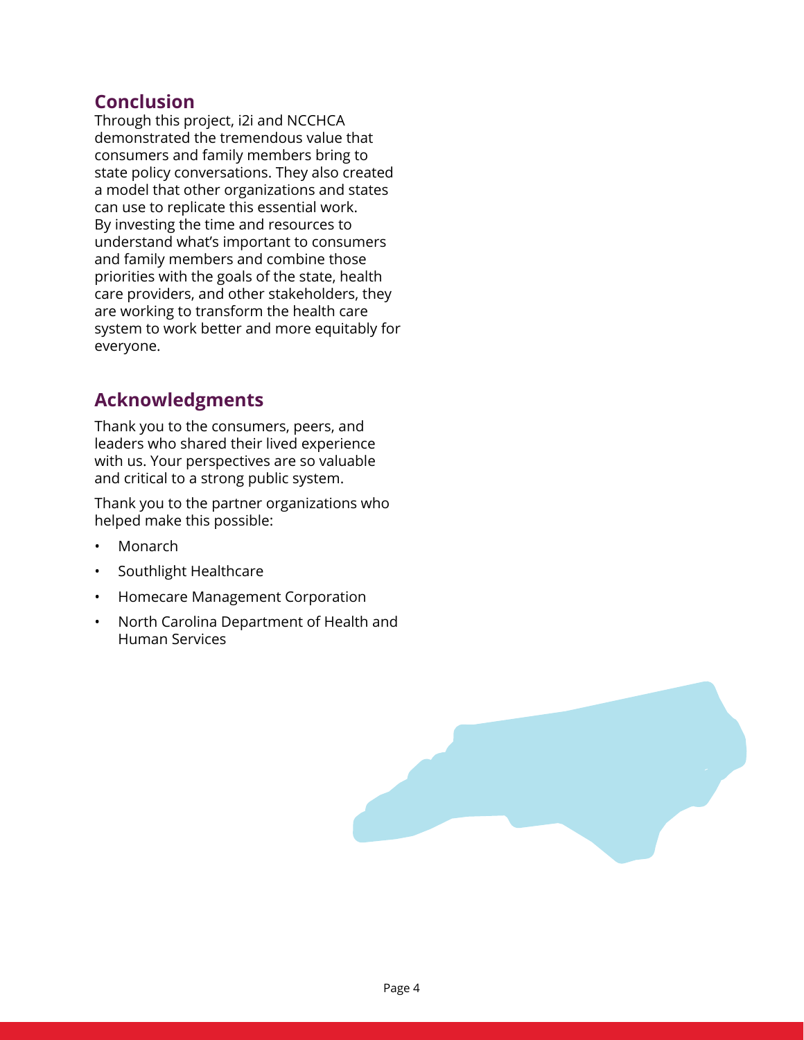## Conclusion

Through this project, i2i and NCCHCA demonstrated the tremendous value that consumers and family members bring to state policy conversations. They also created a model that other organizations and states can use to replicate this essential work. By investing the time and resources to understand what's important to consumers and family members and combine those priorities with the goals of the state, health care providers, and other stakeholders, they are working to transform the health care system to work better and more equitably for everyone.

## Acknowledgments

Thank you to the consumers, peers, and leaders who shared their lived experience with us. Your perspectives are so valuable and critical to a strong public system.

Thank you to the partner organizations who helped make this possible:

- Monarch
- Southlight Healthcare
- Homecare Management Corporation
- North Carolina Department of Health and Human Services